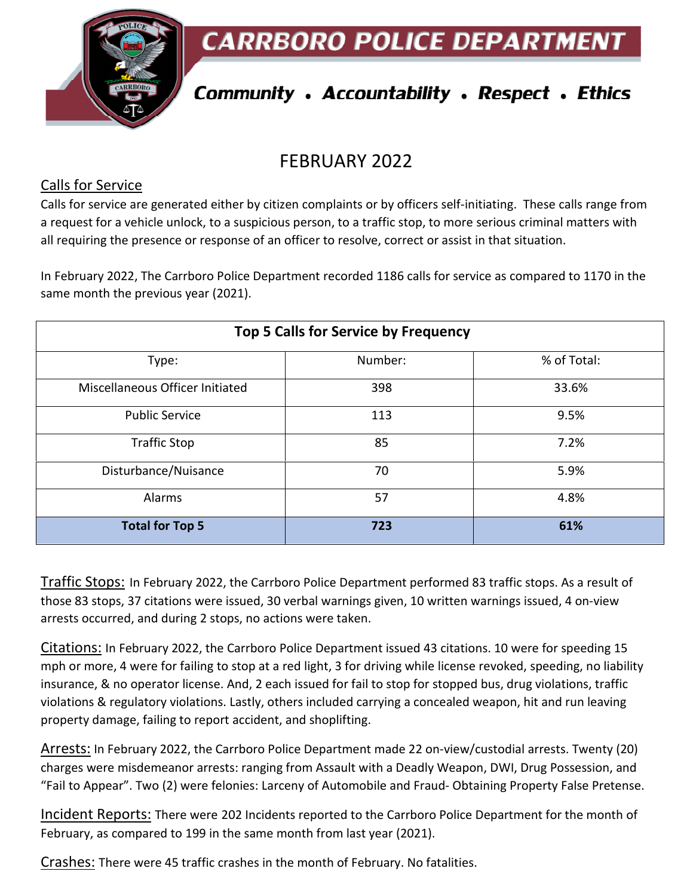# CARRBORO POLICE DEPARTMENT

***Community • Accountability • Respect • Ethics***

## FEBRUARY 2022

### Calls for Service

Calls for service are generated either by citizen complaints or by officers self-initiating. These calls range from a request for a vehicle unlock, to a suspicious person, to a traffic stop, to more serious criminal matters with all requiring the presence or response of an officer to resolve, correct or assist in that situation.

In February 2022, The Carrboro Police Department recorded 1186 calls for service as compared to 1170 in the same month the previous year (2021).

| **Top 5 Calls for Service by Frequency** | | |
|---|---|---|
| Type: | Number: | % of Total: |
| Miscellaneous Officer Initiated | 398 | 33.6% |
| Public Service | 113 | 9.5% |
| Traffic Stop | 85 | 7.2% |
| Disturbance/Nuisance | 70 | 5.9% |
| Alarms | 57 | 4.8% |
| **Total for Top 5** | **723** | **61%** |

Traffic Stops: In February 2022, the Carrboro Police Department performed 83 traffic stops. As a result of those 83 stops, 37 citations were issued, 30 verbal warnings given, 10 written warnings issued, 4 on-view arrests occurred, and during 2 stops, no actions were taken.

Citations: In February 2022, the Carrboro Police Department issued 43 citations. 10 were for speeding 15 mph or more, 4 were for failing to stop at a red light, 3 for driving while license revoked, speeding, no liability insurance, & no operator license. And, 2 each issued for fail to stop for stopped bus, drug violations, traffic violations & regulatory violations. Lastly, others included carrying a concealed weapon, hit and run leaving property damage, failing to report accident, and shoplifting.

Arrests: In February 2022, the Carrboro Police Department made 22 on-view/custodial arrests. Twenty (20) charges were misdemeanor arrests: ranging from Assault with a Deadly Weapon, DWI, Drug Possession, and "Fail to Appear". Two (2) were felonies: Larceny of Automobile and Fraud- Obtaining Property False Pretense.

Incident Reports: There were 202 Incidents reported to the Carrboro Police Department for the month of February, as compared to 199 in the same month from last year (2021).

Crashes: There were 45 traffic crashes in the month of February. No fatalities.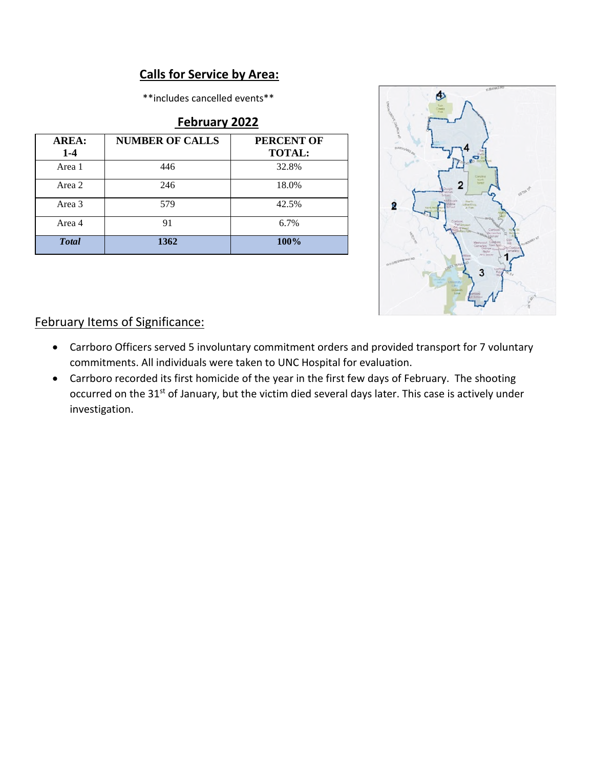## Calls for Service by Area:

**includes cancelled events**

### February 2022

| AREA: 1-4 | NUMBER OF CALLS | PERCENT OF TOTAL: |
|---|---|---|
| Area 1 | 446 | 32.8% |
| Area 2 | 246 | 18.0% |
| Area 3 | 579 | 42.5% |
| Area 4 | 91 | 6.7% |
| ***Total*** | **1362** | **100%** |

## February Items of Significance:

- Carrboro Officers served 5 involuntary commitment orders and provided transport for 7 voluntary commitments. All individuals were taken to UNC Hospital for evaluation.
- Carrboro recorded its first homicide of the year in the first few days of February. The shooting occurred on the 31st of January, but the victim died several days later. This case is actively under investigation.